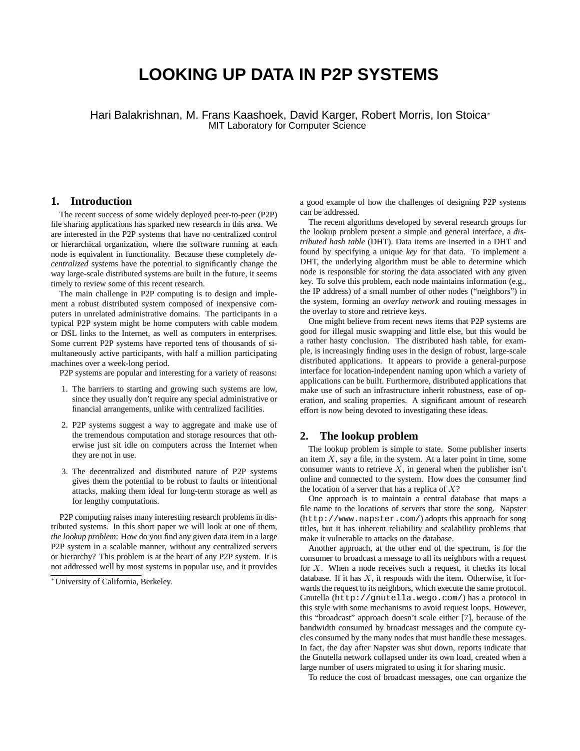# LOOKING UP DATA IN P2P SYSTEMS

Hari Balakrishnan, M. Frans Kaashoek, David Karger, Robert Morris, Ion Stoica*
MIT Laboratory for Computer Science

## 1. Introduction

The recent success of some widely deployed peer-to-peer (P2P) file sharing applications has sparked new research in this area. We are interested in the P2P systems that have no centralized control or hierarchical organization, where the software running at each node is equivalent in functionality. Because these completely *decentralized* systems have the potential to significantly change the way large-scale distributed systems are built in the future, it seems timely to review some of this recent research.

The main challenge in P2P computing is to design and implement a robust distributed system composed of inexpensive computers in unrelated administrative domains. The participants in a typical P2P system might be home computers with cable modem or DSL links to the Internet, as well as computers in enterprises. Some current P2P systems have reported tens of thousands of simultaneously active participants, with half a million participating machines over a week-long period.

P2P systems are popular and interesting for a variety of reasons:

1. The barriers to starting and growing such systems are low, since they usually don't require any special administrative or financial arrangements, unlike with centralized facilities.
2. P2P systems suggest a way to aggregate and make use of the tremendous computation and storage resources that otherwise just sit idle on computers across the Internet when they are not in use.
3. The decentralized and distributed nature of P2P systems gives them the potential to be robust to faults or intentional attacks, making them ideal for long-term storage as well as for lengthy computations.

P2P computing raises many interesting research problems in distributed systems. In this short paper we will look at one of them, *the lookup problem*: How do you find any given data item in a large P2P system in a scalable manner, without any centralized servers or hierarchy? This problem is at the heart of any P2P system. It is not addressed well by most systems in popular use, and it provides a good example of how the challenges of designing P2P systems can be addressed.

The recent algorithms developed by several research groups for the lookup problem present a simple and general interface, a *distributed hash table* (DHT). Data items are inserted in a DHT and found by specifying a unique *key* for that data. To implement a DHT, the underlying algorithm must be able to determine which node is responsible for storing the data associated with any given key. To solve this problem, each node maintains information (e.g., the IP address) of a small number of other nodes ("neighbors") in the system, forming an *overlay network* and routing messages in the overlay to store and retrieve keys.

One might believe from recent news items that P2P systems are good for illegal music swapping and little else, but this would be a rather hasty conclusion. The distributed hash table, for example, is increasingly finding uses in the design of robust, large-scale distributed applications. It appears to provide a general-purpose interface for location-independent naming upon which a variety of applications can be built. Furthermore, distributed applications that make use of such an infrastructure inherit robustness, ease of operation, and scaling properties. A significant amount of research effort is now being devoted to investigating these ideas.

## 2. The lookup problem

The lookup problem is simple to state. Some publisher inserts an item $X$, say a file, in the system. At a later point in time, some consumer wants to retrieve $X$, in general when the publisher isn't online and connected to the system. How does the consumer find the location of a server that has a replica of $X$?

One approach is to maintain a central database that maps a file name to the locations of servers that store the song. Napster (`http://www.napster.com/`) adopts this approach for song titles, but it has inherent reliability and scalability problems that make it vulnerable to attacks on the database.

Another approach, at the other end of the spectrum, is for the consumer to broadcast a message to all its neighbors with a request for $X$. When a node receives such a request, it checks its local database. If it has $X$, it responds with the item. Otherwise, it forwards the request to its neighbors, which execute the same protocol. Gnutella (`http://gnutella.wego.com/`) has a protocol in this style with some mechanisms to avoid request loops. However, this "broadcast" approach doesn't scale either [7], because of the bandwidth consumed by broadcast messages and the compute cycles consumed by the many nodes that must handle these messages. In fact, the day after Napster was shut down, reports indicate that the Gnutella network collapsed under its own load, created when a large number of users migrated to using it for sharing music.

To reduce the cost of broadcast messages, one can organize the

*University of California, Berkeley.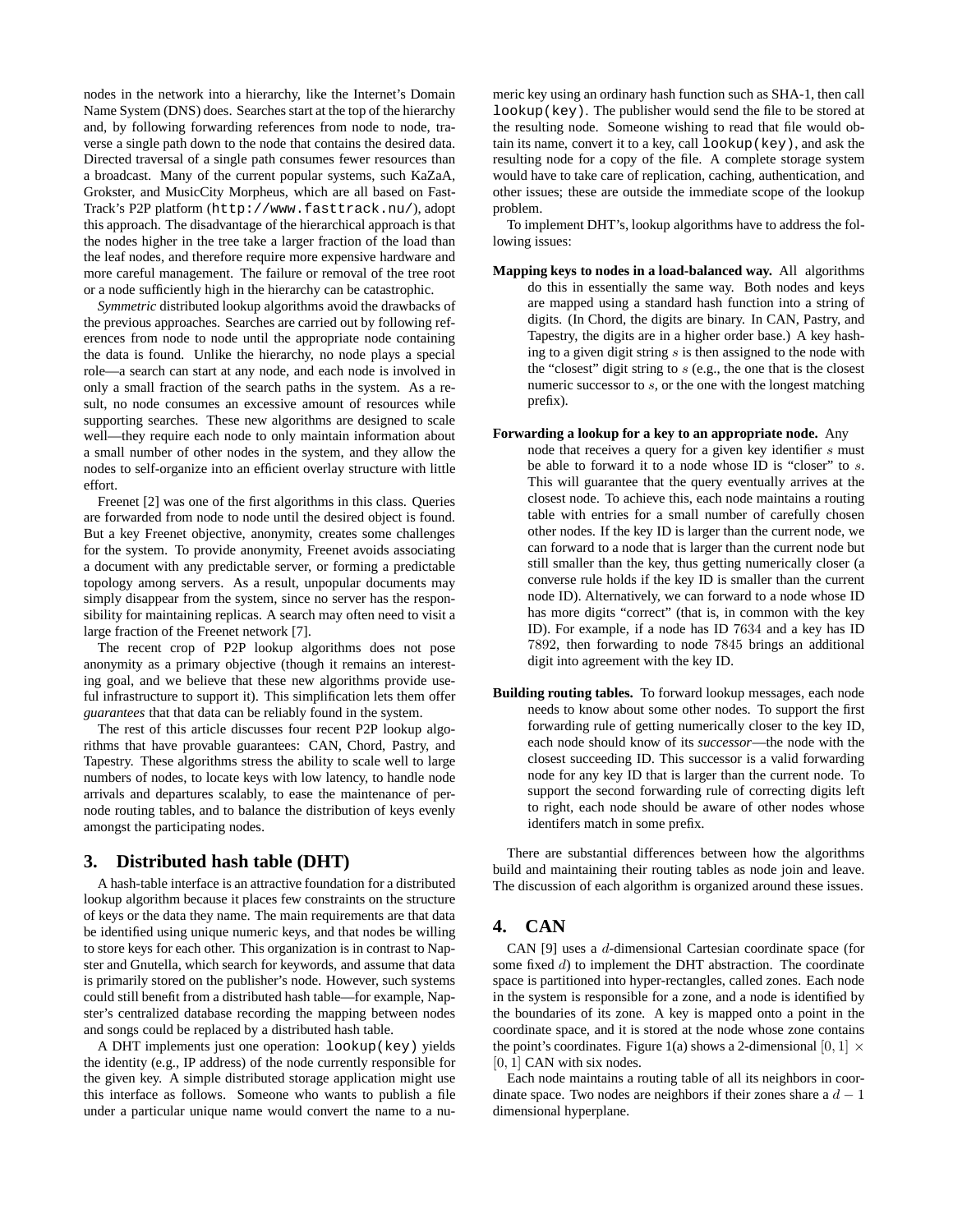nodes in the network into a hierarchy, like the Internet's Domain Name System (DNS) does. Searches start at the top of the hierarchy and, by following forwarding references from node to node, traverse a single path down to the node that contains the desired data. Directed traversal of a single path consumes fewer resources than a broadcast. Many of the current popular systems, such KaZaA, Grokster, and MusicCity Morpheus, which are all based on FastTrack's P2P platform (`http://www.fasttrack.nu/`), adopt this approach. The disadvantage of the hierarchical approach is that the nodes higher in the tree take a larger fraction of the load than the leaf nodes, and therefore require more expensive hardware and more careful management. The failure or removal of the tree root or a node sufficiently high in the hierarchy can be catastrophic.

*Symmetric* distributed lookup algorithms avoid the drawbacks of the previous approaches. Searches are carried out by following references from node to node until the appropriate node containing the data is found. Unlike the hierarchy, no node plays a special role—a search can start at any node, and each node is involved in only a small fraction of the search paths in the system. As a result, no node consumes an excessive amount of resources while supporting searches. These new algorithms are designed to scale well—they require each node to only maintain information about a small number of other nodes in the system, and they allow the nodes to self-organize into an efficient overlay structure with little effort.

Freenet [2] was one of the first algorithms in this class. Queries are forwarded from node to node until the desired object is found. But a key Freenet objective, anonymity, creates some challenges for the system. To provide anonymity, Freenet avoids associating a document with any predictable server, or forming a predictable topology among servers. As a result, unpopular documents may simply disappear from the system, since no server has the responsibility for maintaining replicas. A search may often need to visit a large fraction of the Freenet network [7].

The recent crop of P2P lookup algorithms does not pose anonymity as a primary objective (though it remains an interesting goal, and we believe that these new algorithms provide useful infrastructure to support it). This simplification lets them offer *guarantees* that that data can be reliably found in the system.

The rest of this article discusses four recent P2P lookup algorithms that have provable guarantees: CAN, Chord, Pastry, and Tapestry. These algorithms stress the ability to scale well to large numbers of nodes, to locate keys with low latency, to handle node arrivals and departures scalably, to ease the maintenance of per-node routing tables, and to balance the distribution of keys evenly amongst the participating nodes.

## 3. Distributed hash table (DHT)

A hash-table interface is an attractive foundation for a distributed lookup algorithm because it places few constraints on the structure of keys or the data they name. The main requirements are that data be identified using unique numeric keys, and that nodes be willing to store keys for each other. This organization is in contrast to Napster and Gnutella, which search for keywords, and assume that data is primarily stored on the publisher's node. However, such systems could still benefit from a distributed hash table—for example, Napster's centralized database recording the mapping between nodes and songs could be replaced by a distributed hash table.

A DHT implements just one operation: `lookup(key)` yields the identity (e.g., IP address) of the node currently responsible for the given key. A simple distributed storage application might use this interface as follows. Someone who wants to publish a file under a particular unique name would convert the name to a numeric key using an ordinary hash function such as SHA-1, then call `lookup(key)`. The publisher would send the file to be stored at the resulting node. Someone wishing to read that file would obtain its name, convert it to a key, call `lookup(key)`, and ask the resulting node for a copy of the file. A complete storage system would have to take care of replication, caching, authentication, and other issues; these are outside the immediate scope of the lookup problem.

To implement DHT's, lookup algorithms have to address the following issues:

**Mapping keys to nodes in a load-balanced way.** All algorithms do this in essentially the same way. Both nodes and keys are mapped using a standard hash function into a string of digits. (In Chord, the digits are binary. In CAN, Pastry, and Tapestry, the digits are in a higher order base.) A key hashing to a given digit string $s$ is then assigned to the node with the "closest" digit string to $s$ (e.g., the one that is the closest numeric successor to $s$, or the one with the longest matching prefix).

**Forwarding a lookup for a key to an appropriate node.** Any node that receives a query for a given key identifier $s$ must be able to forward it to a node whose ID is "closer" to $s$. This will guarantee that the query eventually arrives at the closest node. To achieve this, each node maintains a routing table with entries for a small number of carefully chosen other nodes. If the key ID is larger than the current node, we can forward to a node that is larger than the current node but still smaller than the key, thus getting numerically closer (a converse rule holds if the key ID is smaller than the current node ID). Alternatively, we can forward to a node whose ID has more digits "correct" (that is, in common with the key ID). For example, if a node has ID $7634$ and a key has ID $7892$, then forwarding to node $7845$ brings an additional digit into agreement with the key ID.

**Building routing tables.** To forward lookup messages, each node needs to know about some other nodes. To support the first forwarding rule of getting numerically closer to the key ID, each node should know of its *successor*—the node with the closest succeeding ID. This successor is a valid forwarding node for any key ID that is larger than the current node. To support the second forwarding rule of correcting digits left to right, each node should be aware of other nodes whose identifers match in some prefix.

There are substantial differences between how the algorithms build and maintaining their routing tables as node join and leave. The discussion of each algorithm is organized around these issues.

## 4. CAN

CAN [9] uses a $d$-dimensional Cartesian coordinate space (for some fixed $d$) to implement the DHT abstraction. The coordinate space is partitioned into hyper-rectangles, called zones. Each node in the system is responsible for a zone, and a node is identified by the boundaries of its zone. A key is mapped onto a point in the coordinate space, and it is stored at the node whose zone contains the point's coordinates. Figure 1(a) shows a 2-dimensional $[0,1] \times [0,1]$ CAN with six nodes.

Each node maintains a routing table of all its neighbors in coordinate space. Two nodes are neighbors if their zones share a $d-1$ dimensional hyperplane.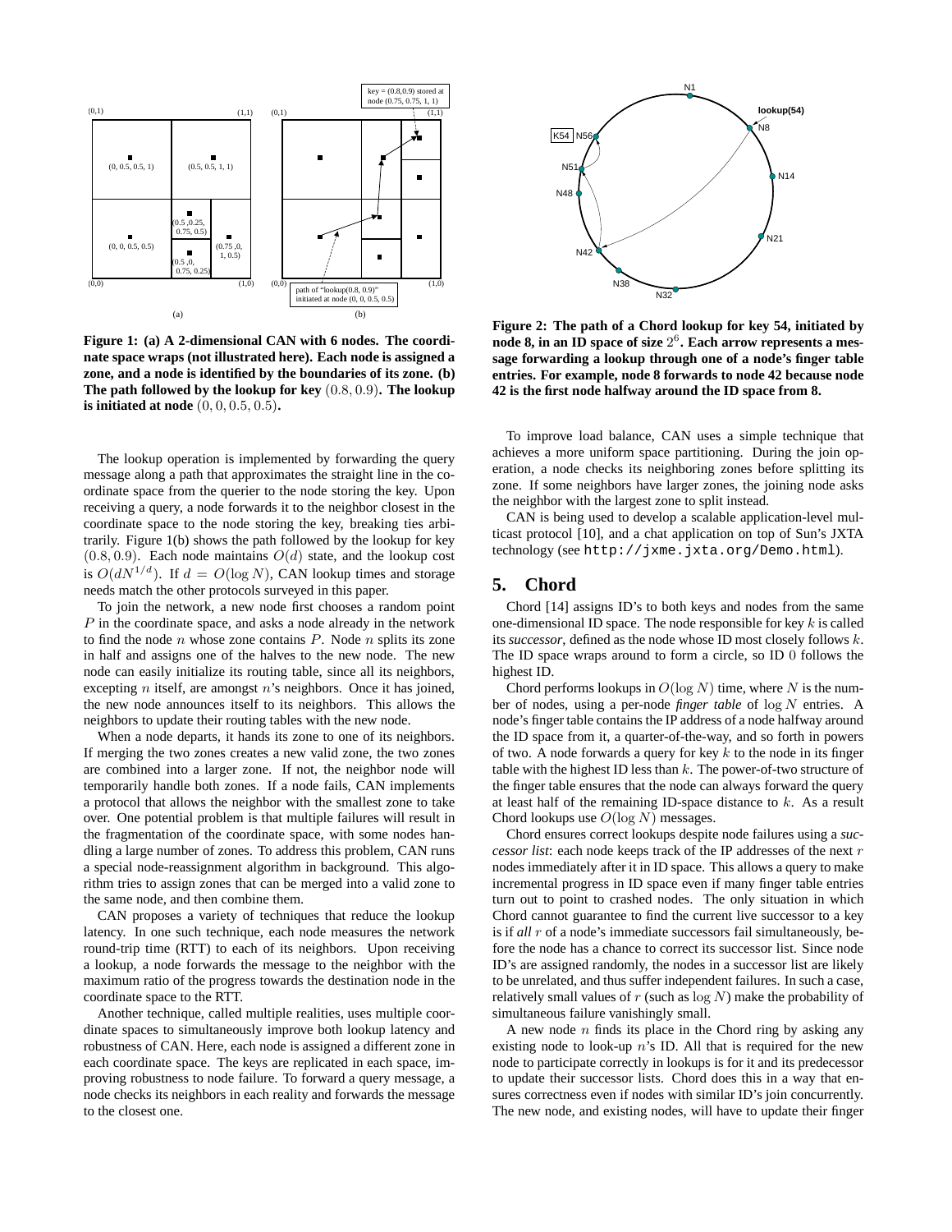Figure 1: (a) A 2-dimensional CAN with 6 nodes. The coordinate space wraps (not illustrated here). Each node is assigned a zone, and a node is identified by the boundaries of its zone. (b) The path followed by the lookup for key $(0.8, 0.9)$. The lookup is initiated at node $(0, 0, 0.5, 0.5)$.

The lookup operation is implemented by forwarding the query message along a path that approximates the straight line in the coordinate space from the querier to the node storing the key. Upon receiving a query, a node forwards it to the neighbor closest in the coordinate space to the node storing the key, breaking ties arbitrarily. Figure 1(b) shows the path followed by the lookup for key $(0.8, 0.9)$. Each node maintains $O(d)$ state, and the lookup cost is $O(dN^{1/d})$. If $d = O(\log N)$, CAN lookup times and storage needs match the other protocols surveyed in this paper.

To join the network, a new node first chooses a random point $P$ in the coordinate space, and asks a node already in the network to find the node $n$ whose zone contains $P$. Node $n$ splits its zone in half and assigns one of the halves to the new node. The new node can easily initialize its routing table, since all its neighbors, excepting $n$ itself, are amongst $n$'s neighbors. Once it has joined, the new node announces itself to its neighbors. This allows the neighbors to update their routing tables with the new node.

When a node departs, it hands its zone to one of its neighbors. If merging the two zones creates a new valid zone, the two zones are combined into a larger zone. If not, the neighbor node will temporarily handle both zones. If a node fails, CAN implements a protocol that allows the neighbor with the smallest zone to take over. One potential problem is that multiple failures will result in the fragmentation of the coordinate space, with some nodes handling a large number of zones. To address this problem, CAN runs a special node-reassignment algorithm in background. This algorithm tries to assign zones that can be merged into a valid zone to the same node, and then combine them.

CAN proposes a variety of techniques that reduce the lookup latency. In one such technique, each node measures the network round-trip time (RTT) to each of its neighbors. Upon receiving a lookup, a node forwards the message to the neighbor with the maximum ratio of the progress towards the destination node in the coordinate space to the RTT.

Another technique, called multiple realities, uses multiple coordinate spaces to simultaneously improve both lookup latency and robustness of CAN. Here, each node is assigned a different zone in each coordinate space. The keys are replicated in each space, improving robustness to node failure. To forward a query message, a node checks its neighbors in each reality and forwards the message to the closest one.

Figure 2: The path of a Chord lookup for key 54, initiated by node 8, in an ID space of size $2^6$. Each arrow represents a message forwarding a lookup through one of a node's finger table entries. For example, node 8 forwards to node 42 because node 42 is the first node halfway around the ID space from 8.

To improve load balance, CAN uses a simple technique that achieves a more uniform space partitioning. During the join operation, a node checks its neighboring zones before splitting its zone. If some neighbors have larger zones, the joining node asks the neighbor with the largest zone to split instead.

CAN is being used to develop a scalable application-level multicast protocol [10], and a chat application on top of Sun's JXTA technology (see `http://jxme.jxta.org/Demo.html`).

## 5. Chord

Chord [14] assigns ID's to both keys and nodes from the same one-dimensional ID space. The node responsible for key $k$ is called its *successor*, defined as the node whose ID most closely follows $k$. The ID space wraps around to form a circle, so ID 0 follows the highest ID.

Chord performs lookups in $O(\log N)$ time, where $N$ is the number of nodes, using a per-node *finger table* of $\log N$ entries. A node's finger table contains the IP address of a node halfway around the ID space from it, a quarter-of-the-way, and so forth in powers of two. A node forwards a query for key $k$ to the node in its finger table with the highest ID less than $k$. The power-of-two structure of the finger table ensures that the node can always forward the query at least half of the remaining ID-space distance to $k$. As a result Chord lookups use $O(\log N)$ messages.

Chord ensures correct lookups despite node failures using a *successor list*: each node keeps track of the IP addresses of the next $r$ nodes immediately after it in ID space. This allows a query to make incremental progress in ID space even if many finger table entries turn out to point to crashed nodes. The only situation in which Chord cannot guarantee to find the current live successor to a key is if *all* $r$ of a node's immediate successors fail simultaneously, before the node has a chance to correct its successor list. Since node ID's are assigned randomly, the nodes in a successor list are likely to be unrelated, and thus suffer independent failures. In such a case, relatively small values of $r$ (such as $\log N$) make the probability of simultaneous failure vanishingly small.

A new node $n$ finds its place in the Chord ring by asking any existing node to look-up $n$'s ID. All that is required for the new node to participate correctly in lookups is for it and its predecessor to update their successor lists. Chord does this in a way that ensures correctness even if nodes with similar ID's join concurrently. The new node, and existing nodes, will have to update their finger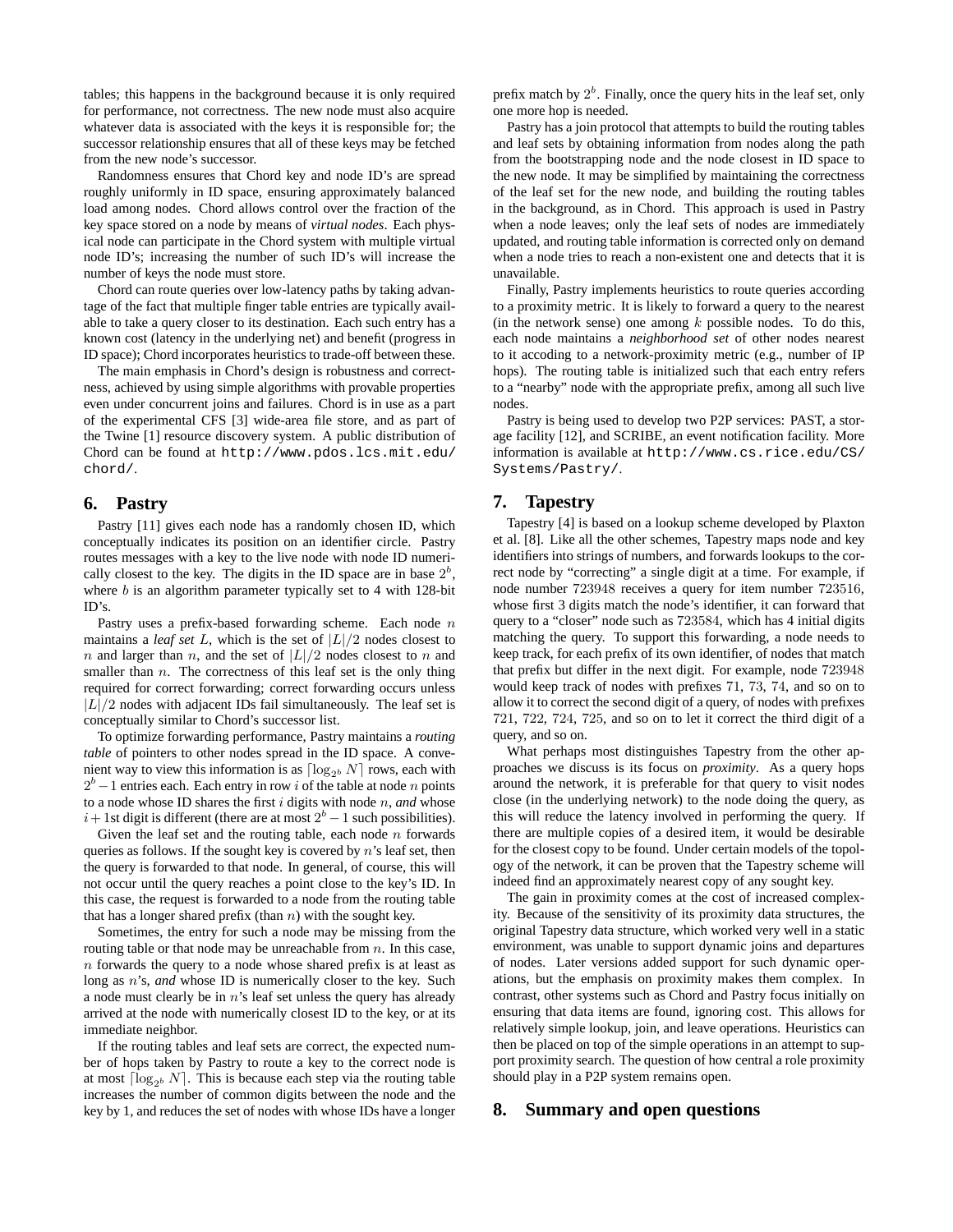tables; this happens in the background because it is only required for performance, not correctness. The new node must also acquire whatever data is associated with the keys it is responsible for; the successor relationship ensures that all of these keys may be fetched from the new node's successor.

Randomness ensures that Chord key and node ID's are spread roughly uniformly in ID space, ensuring approximately balanced load among nodes. Chord allows control over the fraction of the key space stored on a node by means of *virtual nodes*. Each physical node can participate in the Chord system with multiple virtual node ID's; increasing the number of such ID's will increase the number of keys the node must store.

Chord can route queries over low-latency paths by taking advantage of the fact that multiple finger table entries are typically available to take a query closer to its destination. Each such entry has a known cost (latency in the underlying net) and benefit (progress in ID space); Chord incorporates heuristics to trade-off between these.

The main emphasis in Chord's design is robustness and correctness, achieved by using simple algorithms with provable properties even under concurrent joins and failures. Chord is in use as a part of the experimental CFS [3] wide-area file store, and as part of the Twine [1] resource discovery system. A public distribution of Chord can be found at `http://www.pdos.lcs.mit.edu/chord/`.

## 6. Pastry

Pastry [11] gives each node has a randomly chosen ID, which conceptually indicates its position on an identifier circle. Pastry routes messages with a key to the live node with node ID numerically closest to the key. The digits in the ID space are in base $2^b$, where $b$ is an algorithm parameter typically set to 4 with 128-bit ID's.

Pastry uses a prefix-based forwarding scheme. Each node $n$ maintains a *leaf set* $L$, which is the set of $|L|/2$ nodes closest to $n$ and larger than $n$, and the set of $|L|/2$ nodes closest to $n$ and smaller than $n$. The correctness of this leaf set is the only thing required for correct forwarding; correct forwarding occurs unless $|L|/2$ nodes with adjacent IDs fail simultaneously. The leaf set is conceptually similar to Chord's successor list.

To optimize forwarding performance, Pastry maintains a *routing table* of pointers to other nodes spread in the ID space. A convenient way to view this information is as $\lceil \log_{2^b} N \rceil$ rows, each with $2^b - 1$ entries each. Each entry in row $i$ of the table at node $n$ points to a node whose ID shares the first $i$ digits with node $n$, *and* whose $i + 1$st digit is different (there are at most $2^b - 1$ such possibilities).

Given the leaf set and the routing table, each node $n$ forwards queries as follows. If the sought key is covered by $n$'s leaf set, then the query is forwarded to that node. In general, of course, this will not occur until the query reaches a point close to the key's ID. In this case, the request is forwarded to a node from the routing table that has a longer shared prefix (than $n$) with the sought key.

Sometimes, the entry for such a node may be missing from the routing table or that node may be unreachable from $n$. In this case, $n$ forwards the query to a node whose shared prefix is at least as long as $n$'s, *and* whose ID is numerically closer to the key. Such a node must clearly be in $n$'s leaf set unless the query has already arrived at the node with numerically closest ID to the key, or at its immediate neighbor.

If the routing tables and leaf sets are correct, the expected number of hops taken by Pastry to route a key to the correct node is at most $\lceil \log_{2^b} N \rceil$. This is because each step via the routing table increases the number of common digits between the node and the key by 1, and reduces the set of nodes with whose IDs have a longer prefix match by $2^b$. Finally, once the query hits in the leaf set, only one more hop is needed.

Pastry has a join protocol that attempts to build the routing tables and leaf sets by obtaining information from nodes along the path from the bootstrapping node and the node closest in ID space to the new node. It may be simplified by maintaining the correctness of the leaf set for the new node, and building the routing tables in the background, as in Chord. This approach is used in Pastry when a node leaves; only the leaf sets of nodes are immediately updated, and routing table information is corrected only on demand when a node tries to reach a non-existent one and detects that it is unavailable.

Finally, Pastry implements heuristics to route queries according to a proximity metric. It is likely to forward a query to the nearest (in the network sense) one among $k$ possible nodes. To do this, each node maintains a *neighborhood set* of other nodes nearest to it accoding to a network-proximity metric (e.g., number of IP hops). The routing table is initialized such that each entry refers to a "nearby" node with the appropriate prefix, among all such live nodes.

Pastry is being used to develop two P2P services: PAST, a storage facility [12], and SCRIBE, an event notification facility. More information is available at `http://www.cs.rice.edu/CS/Systems/Pastry/`.

## 7. Tapestry

Tapestry [4] is based on a lookup scheme developed by Plaxton et al. [8]. Like all the other schemes, Tapestry maps node and key identifiers into strings of numbers, and forwards lookups to the correct node by "correcting" a single digit at a time. For example, if node number $723948$ receives a query for item number $723516$, whose first 3 digits match the node's identifier, it can forward that query to a "closer" node such as $723584$, which has 4 initial digits matching the query. To support this forwarding, a node needs to keep track, for each prefix of its own identifier, of nodes that match that prefix but differ in the next digit. For example, node $723948$ would keep track of nodes with prefixes $71$, $73$, $74$, and so on to allow it to correct the second digit of a query, of nodes with prefixes $721$, $722$, $724$, $725$, and so on to let it correct the third digit of a query, and so on.

What perhaps most distinguishes Tapestry from the other approaches we discuss is its focus on *proximity*. As a query hops around the network, it is preferable for that query to visit nodes close (in the underlying network) to the node doing the query, as this will reduce the latency involved in performing the query. If there are multiple copies of a desired item, it would be desirable for the closest copy to be found. Under certain models of the topology of the network, it can be proven that the Tapestry scheme will indeed find an approximately nearest copy of any sought key.

The gain in proximity comes at the cost of increased complexity. Because of the sensitivity of its proximity data structures, the original Tapestry data structure, which worked very well in a static environment, was unable to support dynamic joins and departures of nodes. Later versions added support for such dynamic operations, but the emphasis on proximity makes them complex. In contrast, other systems such as Chord and Pastry focus initially on ensuring that data items are found, ignoring cost. This allows for relatively simple lookup, join, and leave operations. Heuristics can then be placed on top of the simple operations in an attempt to support proximity search. The question of how central a role proximity should play in a P2P system remains open.

## 8. Summary and open questions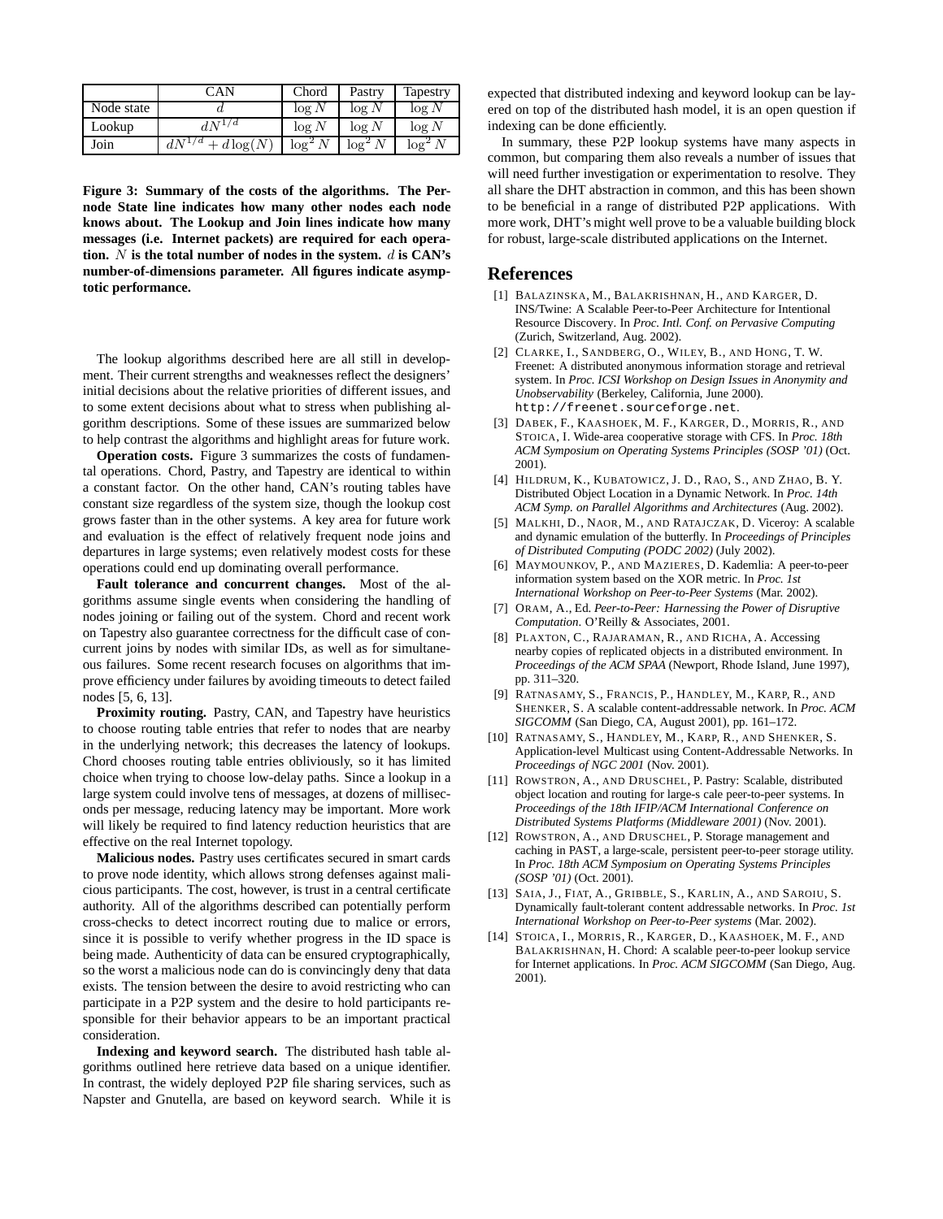| | CAN | Chord | Pastry | Tapestry |
|---|---|---|---|---|
| Node state | $d$ | $\log N$ | $\log N$ | $\log N$ |
| Lookup | $dN^{1/d}$ | $\log N$ | $\log N$ | $\log N$ |
| Join | $dN^{1/d} + d\log(N)$ | $\log^2 N$ | $\log^2 N$ | $\log^2 N$ |

**Figure 3: Summary of the costs of the algorithms. The Per-node State line indicates how many other nodes each node knows about. The Lookup and Join lines indicate how many messages (i.e. Internet packets) are required for each operation. $N$ is the total number of nodes in the system. $d$ is CAN's number-of-dimensions parameter. All figures indicate asymptotic performance.**

The lookup algorithms described here are all still in development. Their current strengths and weaknesses reflect the designers' initial decisions about the relative priorities of different issues, and to some extent decisions about what to stress when publishing algorithm descriptions. Some of these issues are summarized below to help contrast the algorithms and highlight areas for future work.

**Operation costs.** Figure 3 summarizes the costs of fundamental operations. Chord, Pastry, and Tapestry are identical to within a constant factor. On the other hand, CAN's routing tables have constant size regardless of the system size, though the lookup cost grows faster than in the other systems. A key area for future work and evaluation is the effect of relatively frequent node joins and departures in large systems; even relatively modest costs for these operations could end up dominating overall performance.

**Fault tolerance and concurrent changes.** Most of the algorithms assume single events when considering the handling of nodes joining or failing out of the system. Chord and recent work on Tapestry also guarantee correctness for the difficult case of concurrent joins by nodes with similar IDs, as well as for simultaneous failures. Some recent research focuses on algorithms that improve efficiency under failures by avoiding timeouts to detect failed nodes [5, 6, 13].

**Proximity routing.** Pastry, CAN, and Tapestry have heuristics to choose routing table entries that refer to nodes that are nearby in the underlying network; this decreases the latency of lookups. Chord chooses routing table entries obliviously, so it has limited choice when trying to choose low-delay paths. Since a lookup in a large system could involve tens of messages, at dozens of milliseconds per message, reducing latency may be important. More work will likely be required to find latency reduction heuristics that are effective on the real Internet topology.

**Malicious nodes.** Pastry uses certificates secured in smart cards to prove node identity, which allows strong defenses against malicious participants. The cost, however, is trust in a central certificate authority. All of the algorithms described can potentially perform cross-checks to detect incorrect routing due to malice or errors, since it is possible to verify whether progress in the ID space is being made. Authenticity of data can be ensured cryptographically, so the worst a malicious node can do is convincingly deny that data exists. The tension between the desire to avoid restricting who can participate in a P2P system and the desire to hold participants responsible for their behavior appears to be an important practical consideration.

**Indexing and keyword search.** The distributed hash table algorithms outlined here retrieve data based on a unique identifier. In contrast, the widely deployed P2P file sharing services, such as Napster and Gnutella, are based on keyword search. While it is expected that distributed indexing and keyword lookup can be layered on top of the distributed hash model, it is an open question if indexing can be done efficiently.

In summary, these P2P lookup systems have many aspects in common, but comparing them also reveals a number of issues that will need further investigation or experimentation to resolve. They all share the DHT abstraction in common, and this has been shown to be beneficial in a range of distributed P2P applications. With more work, DHT's might well prove to be a valuable building block for robust, large-scale distributed applications on the Internet.

## References

[1] Balazinska, M., Balakrishnan, H., and Karger, D. INS/Twine: A Scalable Peer-to-Peer Architecture for Intentional Resource Discovery. In *Proc. Intl. Conf. on Pervasive Computing* (Zurich, Switzerland, Aug. 2002).

[2] Clarke, I., Sandberg, O., Wiley, B., and Hong, T. W. Freenet: A distributed anonymous information storage and retrieval system. In *Proc. ICSI Workshop on Design Issues in Anonymity and Unobservability* (Berkeley, California, June 2000). `http://freenet.sourceforge.net`.

[3] Dabek, F., Kaashoek, M. F., Karger, D., Morris, R., and Stoica, I. Wide-area cooperative storage with CFS. In *Proc. 18th ACM Symposium on Operating Systems Principles (SOSP '01)* (Oct. 2001).

[4] Hildrum, K., Kubatowicz, J. D., Rao, S., and Zhao, B. Y. Distributed Object Location in a Dynamic Network. In *Proc. 14th ACM Symp. on Parallel Algorithms and Architectures* (Aug. 2002).

[5] Malkhi, D., Naor, M., and Ratajczak, D. Viceroy: A scalable and dynamic emulation of the butterfly. In *Proceedings of Principles of Distributed Computing (PODC 2002)* (July 2002).

[6] Maymounkov, P., and Mazieres, D. Kademlia: A peer-to-peer information system based on the XOR metric. In *Proc. 1st International Workshop on Peer-to-Peer Systems* (Mar. 2002).

[7] Oram, A., Ed. *Peer-to-Peer: Harnessing the Power of Disruptive Computation*. O'Reilly & Associates, 2001.

[8] Plaxton, C., Rajaraman, R., and Richa, A. Accessing nearby copies of replicated objects in a distributed environment. In *Proceedings of the ACM SPAA* (Newport, Rhode Island, June 1997), pp. 311–320.

[9] Ratnasamy, S., Francis, P., Handley, M., Karp, R., and Shenker, S. A scalable content-addressable network. In *Proc. ACM SIGCOMM* (San Diego, CA, August 2001), pp. 161–172.

[10] Ratnasamy, S., Handley, M., Karp, R., and Shenker, S. Application-level Multicast using Content-Addressable Networks. In *Proceedings of NGC 2001* (Nov. 2001).

[11] Rowstron, A., and Druschel, P. Pastry: Scalable, distributed object location and routing for large-s cale peer-to-peer systems. In *Proceedings of the 18th IFIP/ACM International Conference on Distributed Systems Platforms (Middleware 2001)* (Nov. 2001).

[12] Rowstron, A., and Druschel, P. Storage management and caching in PAST, a large-scale, persistent peer-to-peer storage utility. In *Proc. 18th ACM Symposium on Operating Systems Principles (SOSP '01)* (Oct. 2001).

[13] Saia, J., Fiat, A., Gribble, S., Karlin, A., and Saroiu, S. Dynamically fault-tolerant content addressable networks. In *Proc. 1st International Workshop on Peer-to-Peer systems* (Mar. 2002).

[14] Stoica, I., Morris, R., Karger, D., Kaashoek, M. F., and Balakrishnan, H. Chord: A scalable peer-to-peer lookup service for Internet applications. In *Proc. ACM SIGCOMM* (San Diego, Aug. 2001).